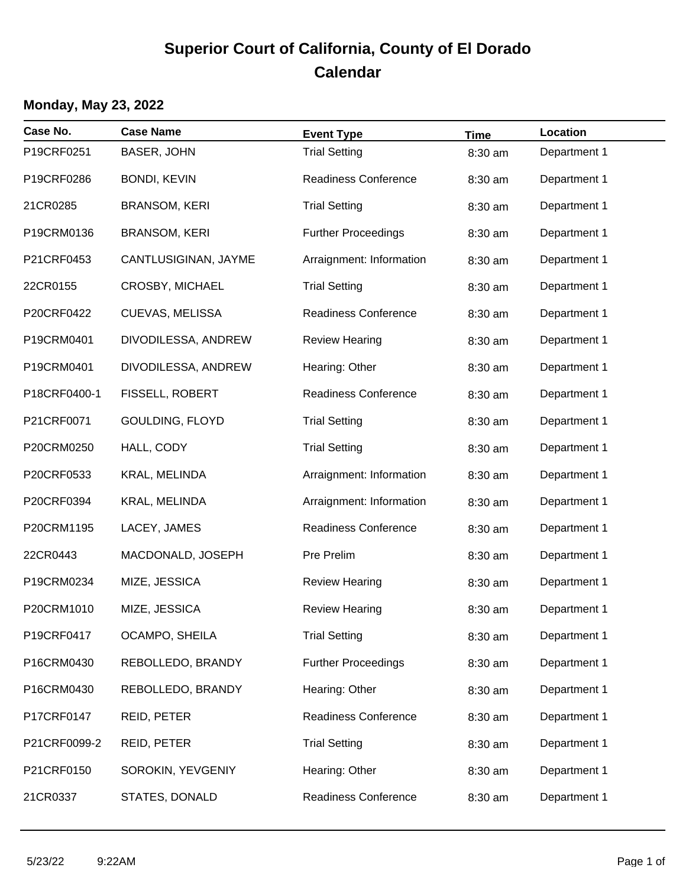# Superior Court of California, County of El Dorado
## Calendar

### Monday, May 23, 2022

| Case No. | Case Name | Event Type | Time | Location |
|---|---|---|---|---|
| P19CRF0251 | BASER, JOHN | Trial Setting | 8:30 am | Department 1 |
| P19CRF0286 | BONDI, KEVIN | Readiness Conference | 8:30 am | Department 1 |
| 21CR0285 | BRANSOM, KERI | Trial Setting | 8:30 am | Department 1 |
| P19CRM0136 | BRANSOM, KERI | Further Proceedings | 8:30 am | Department 1 |
| P21CRF0453 | CANTLUSIGINAN, JAYME | Arraignment: Information | 8:30 am | Department 1 |
| 22CR0155 | CROSBY, MICHAEL | Trial Setting | 8:30 am | Department 1 |
| P20CRF0422 | CUEVAS, MELISSA | Readiness Conference | 8:30 am | Department 1 |
| P19CRM0401 | DIVODILESSA, ANDREW | Review Hearing | 8:30 am | Department 1 |
| P19CRM0401 | DIVODILESSA, ANDREW | Hearing: Other | 8:30 am | Department 1 |
| P18CRF0400-1 | FISSELL, ROBERT | Readiness Conference | 8:30 am | Department 1 |
| P21CRF0071 | GOULDING, FLOYD | Trial Setting | 8:30 am | Department 1 |
| P20CRM0250 | HALL, CODY | Trial Setting | 8:30 am | Department 1 |
| P20CRF0533 | KRAL, MELINDA | Arraignment: Information | 8:30 am | Department 1 |
| P20CRF0394 | KRAL, MELINDA | Arraignment: Information | 8:30 am | Department 1 |
| P20CRM1195 | LACEY, JAMES | Readiness Conference | 8:30 am | Department 1 |
| 22CR0443 | MACDONALD, JOSEPH | Pre Prelim | 8:30 am | Department 1 |
| P19CRM0234 | MIZE, JESSICA | Review Hearing | 8:30 am | Department 1 |
| P20CRM1010 | MIZE, JESSICA | Review Hearing | 8:30 am | Department 1 |
| P19CRF0417 | OCAMPO, SHEILA | Trial Setting | 8:30 am | Department 1 |
| P16CRM0430 | REBOLLEDO, BRANDY | Further Proceedings | 8:30 am | Department 1 |
| P16CRM0430 | REBOLLEDO, BRANDY | Hearing: Other | 8:30 am | Department 1 |
| P17CRF0147 | REID, PETER | Readiness Conference | 8:30 am | Department 1 |
| P21CRF0099-2 | REID, PETER | Trial Setting | 8:30 am | Department 1 |
| P21CRF0150 | SOROKIN, YEVGENIY | Hearing: Other | 8:30 am | Department 1 |
| 21CR0337 | STATES, DONALD | Readiness Conference | 8:30 am | Department 1 |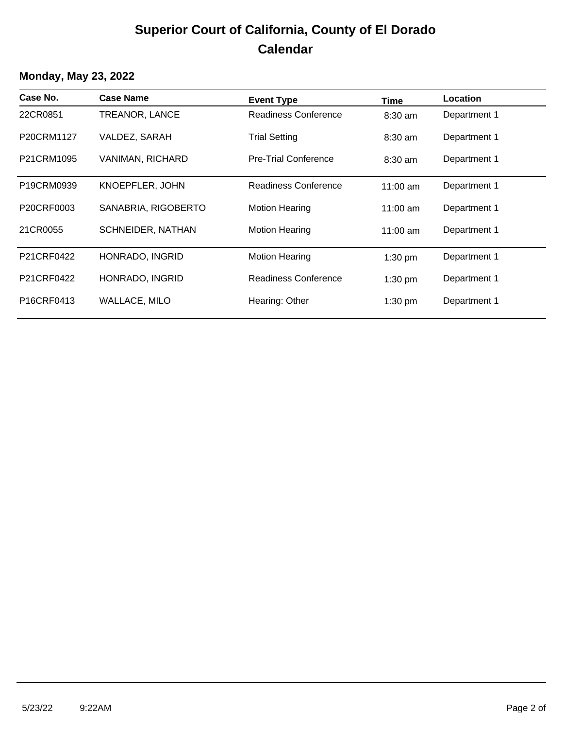# Superior Court of California, County of El Dorado
# Calendar

## Monday, May 23, 2022

| Case No. | Case Name | Event Type | Time | Location |
|---|---|---|---|---|
| 22CR0851 | TREANOR, LANCE | Readiness Conference | 8:30 am | Department 1 |
| P20CRM1127 | VALDEZ, SARAH | Trial Setting | 8:30 am | Department 1 |
| P21CRM1095 | VANIMAN, RICHARD | Pre-Trial Conference | 8:30 am | Department 1 |
| P19CRM0939 | KNOEPFLER, JOHN | Readiness Conference | 11:00 am | Department 1 |
| P20CRF0003 | SANABRIA, RIGOBERTO | Motion Hearing | 11:00 am | Department 1 |
| 21CR0055 | SCHNEIDER, NATHAN | Motion Hearing | 11:00 am | Department 1 |
| P21CRF0422 | HONRADO, INGRID | Motion Hearing | 1:30 pm | Department 1 |
| P21CRF0422 | HONRADO, INGRID | Readiness Conference | 1:30 pm | Department 1 |
| P16CRF0413 | WALLACE, MILO | Hearing: Other | 1:30 pm | Department 1 |

5/23/22 9:22AM